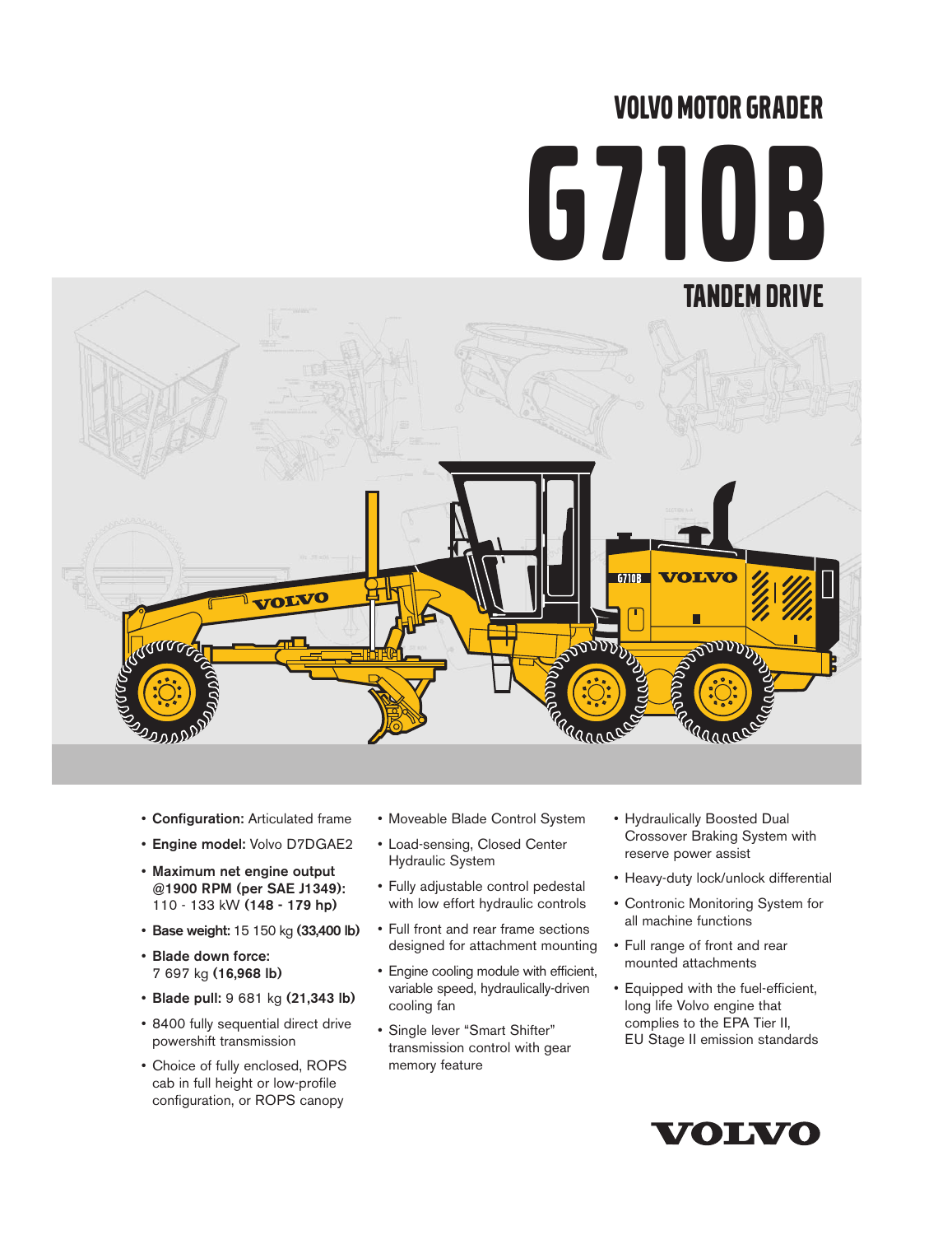# VOLVO MOTOR GRADER

# G710B

## TANDEM DRIVE

- **Configuration:** Articulated frame
- **Engine model:** Volvo D7DGAE2
- **Maximum net engine output @1900 RPM (per SAE J1349):** 110 - 133 kW **(148 - 179 hp)**
- **Base weight:** 15 150 kg **(33,400 lb)**
- **Blade down force:** 7 697 kg **(16,968 lb)**
- **Blade pull:** 9 681 kg **(21,343 lb)**
- 8400 fully sequential direct drive powershift transmission
- Choice of fully enclosed, ROPS cab in full height or low-profile configuration, or ROPS canopy
- Moveable Blade Control System
- Load-sensing, Closed Center Hydraulic System
- Fully adjustable control pedestal with low effort hydraulic controls
- Full front and rear frame sections designed for attachment mounting
- Engine cooling module with efficient, variable speed, hydraulically-driven cooling fan
- Single lever "Smart Shifter" transmission control with gear memory feature
- Hydraulically Boosted Dual Crossover Braking System with reserve power assist
- Heavy-duty lock/unlock differential
- Contronic Monitoring System for all machine functions
- Full range of front and rear mounted attachments
- Equipped with the fuel-efficient, long life Volvo engine that complies to the EPA Tier II, EU Stage II emission standards

VOLVO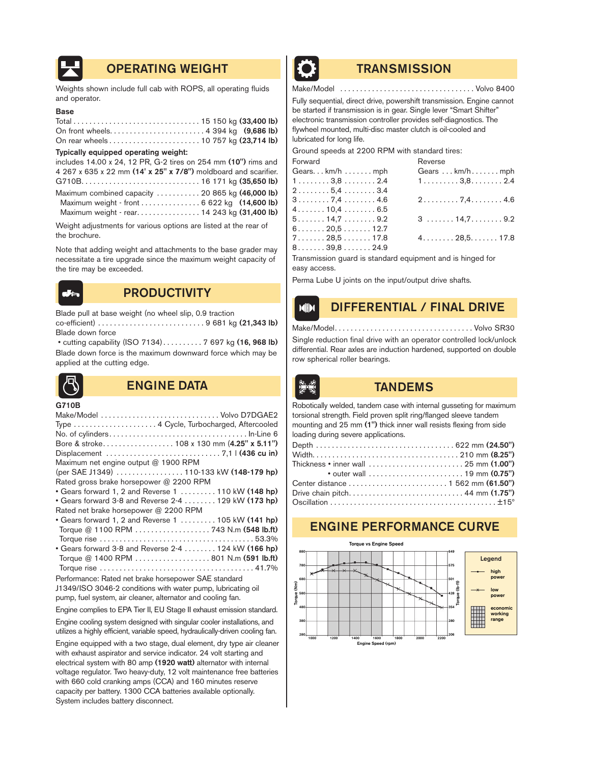## OPERATING WEIGHT

Weights shown include full cab with ROPS, all operating fluids and operator.

**Base**

Total ................................ 15 150 kg **(33,400 lb)**
On front wheels........................ 4 394 kg **(9,686 lb)**
On rear wheels ....................... 10 757 kg **(23,714 lb)**

**Typically equipped operating weight:**

includes 14.00 x 24, 12 PR, G-2 tires on 254 mm **(10")** rims and 4 267 x 635 x 22 mm **(14' x 25" x 7/8")** moldboard and scarifier.
G710B............................. 16 171 kg **(35,650 lb)**

Maximum combined capacity ........... 20 865 kg **(46,000 lb)**
Maximum weight - front ............... 6 622 kg **(14,600 lb)**
Maximum weight - rear................ 14 243 kg **(31,400 lb)**

Weight adjustments for various options are listed at the rear of the brochure.

Note that adding weight and attachments to the base grader may necessitate a tire upgrade since the maximum weight capacity of the tire may be exceeded.

## PRODUCTIVITY

Blade pull at base weight (no wheel slip, 0.9 traction co-efficient) ........................... 9 681 kg **(21,343 lb)**
Blade down force
• cutting capability (ISO 7134).......... 7 697 kg **(16, 968 lb)**
Blade down force is the maximum downward force which may be applied at the cutting edge.

## ENGINE DATA

**G710B**

Make/Model ............................. Volvo D7DGAE2
Type ..................... 4 Cycle, Turbocharged, Aftercooled
No. of cylinders.................................. In-Line 6
Bore & stroke.................. 108 x 130 mm **(4.25" x 5.11")**
Displacement ............................. 7,1 l **(436 cu in)**
Maximum net engine output @ 1900 RPM
(per SAE J1349) ................. 110-133 kW **(148-179 hp)**
Rated gross brake horsepower @ 2200 RPM
• Gears forward 1, 2 and Reverse 1 ......... 110 kW **(148 hp)**
• Gears forward 3-8 and Reverse 2-4 ........ 129 kW **(173 hp)**
Rated net brake horsepower @ 2200 RPM
• Gears forward 1, 2 and Reverse 1 ......... 105 kW **(141 hp)**
Torque @ 1100 RPM ................... 743 N.m **(548 lb.ft)**
Torque rise ...................................... 53.3%
• Gears forward 3-8 and Reverse 2-4 ........ 124 kW **(166 hp)**
Torque @ 1400 RPM ................... 801 N.m **(591 lb.ft)**
Torque rise ...................................... 41.7%

Performance: Rated net brake horsepower SAE standard J1349/ISO 3046-2 conditions with water pump, lubricating oil pump, fuel system, air cleaner, alternator and cooling fan.

Engine complies to EPA Tier II, EU Stage II exhaust emission standard.

Engine cooling system designed with singular cooler installations, and utilizes a highly efficient, variable speed, hydraulically-driven cooling fan.

Engine equipped with a two stage, dual element, dry type air cleaner with exhaust aspirator and service indicator. 24 volt starting and electrical system with 80 amp **(1920 watt)** alternator with internal voltage regulator. Two heavy-duty, 12 volt maintenance free batteries with 660 cold cranking amps (CCA) and 160 minutes reserve capacity per battery. 1300 CCA batteries available optionally. System includes battery disconnect.

## TRANSMISSION

Make/Model ................................. Volvo 8400

Fully sequential, direct drive, powershift transmission. Engine cannot be started if transmission is in gear. Single lever "Smart Shifter" electronic transmission controller provides self-diagnostics. The flywheel mounted, multi-disc master clutch is oil-cooled and lubricated for long life.

Ground speeds at 2200 RPM with standard tires:

| Forward Gears | km/h | mph | Reverse Gears | km/h | mph |
|---|---|---|---|---|---|
| 1 | 3,8 | 2.4 | 1 | 3,8 | 2.4 |
| 2 | 5,4 | 3.4 | | | |
| 3 | 7,4 | 4.6 | 2 | 7,4 | 4.6 |
| 4 | 10,4 | 6.5 | | | |
| 5 | 14,7 | 9.2 | 3 | 14,7 | 9.2 |
| 6 | 20,5 | 12.7 | | | |
| 7 | 28,5 | 17.8 | 4 | 28,5 | 17.8 |
| 8 | 39,8 | 24.9 | | | |

Transmission guard is standard equipment and is hinged for easy access.

Perma Lube U joints on the input/output drive shafts.

## DIFFERENTIAL / FINAL DRIVE

Make/Model.................................. Volvo SR30

Single reduction final drive with an operator controlled lock/unlock differential. Rear axles are induction hardened, supported on double row spherical roller bearings.

## TANDEMS

Robotically welded, tandem case with internal gusseting for maximum torsional strength. Field proven split ring/flanged sleeve tandem mounting and 25 mm **(1")** thick inner wall resists flexing from side loading during severe applications.

Depth .................................. 622 mm **(24.50")**
Width.................................... 210 mm **(8.25")**
Thickness • inner wall ........................ 25 mm **(1.00")**
• outer wall ........................ 19 mm **(0.75")**
Center distance ......................... 1 562 mm **(61.50")**
Drive chain pitch............................ 44 mm **(1.75")**
Oscillation ........................................ ±15°

## ENGINE PERFORMANCE CURVE

Torque vs Engine Speed

Torque (Nm): 280, 380, 480, 580, 680, 780, 880
Torque (lb-ft): 206, 280, 354, 428, 501, 575, 649
Engine Speed (rpm): 1000, 1200, 1400, 1600, 1800, 2000, 2200

Legend: high power; low power; economic working range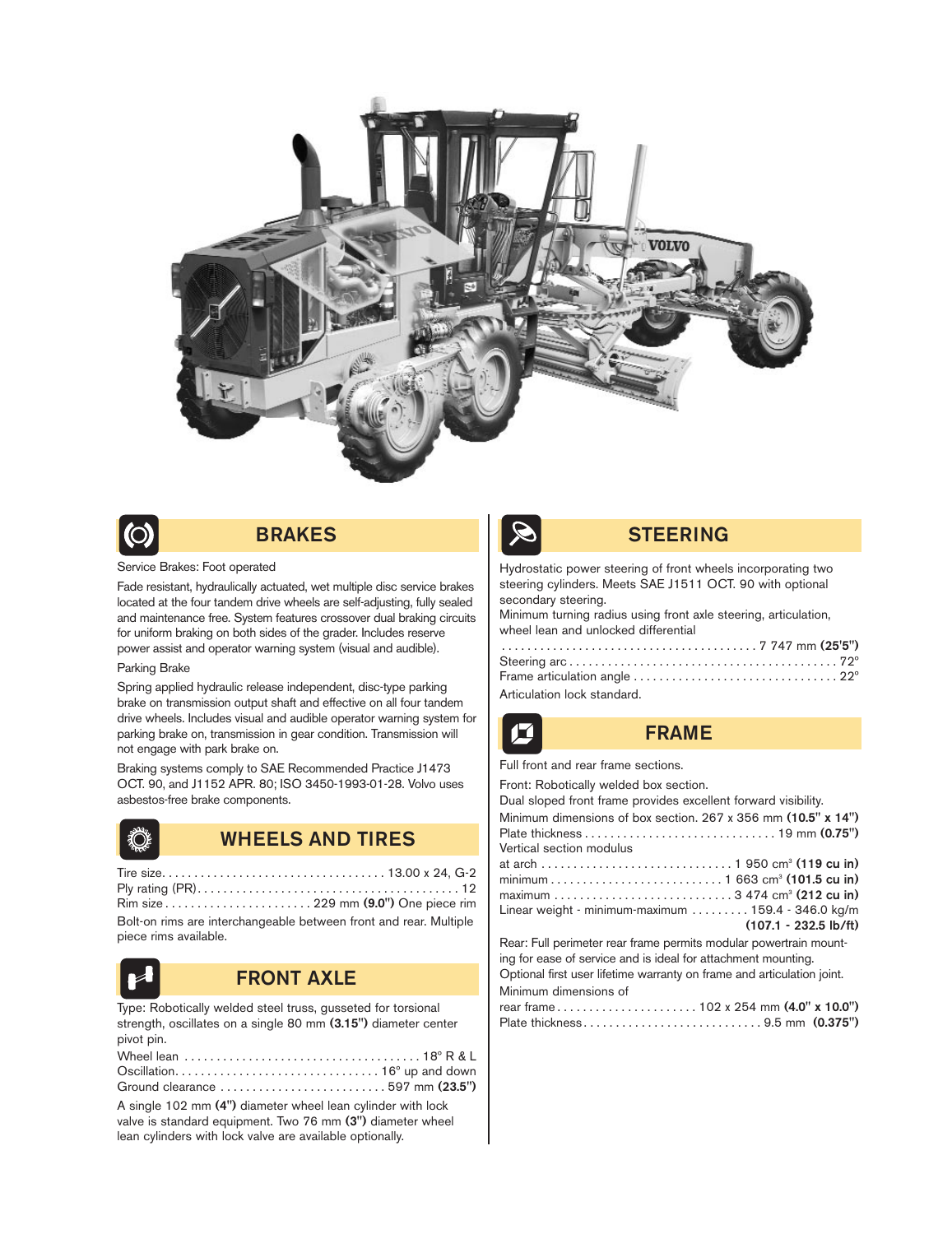## BRAKES

Service Brakes: Foot operated

Fade resistant, hydraulically actuated, wet multiple disc service brakes located at the four tandem drive wheels are self-adjusting, fully sealed and maintenance free. System features crossover dual braking circuits for uniform braking on both sides of the grader. Includes reserve power assist and operator warning system (visual and audible).

Parking Brake

Spring applied hydraulic release independent, disc-type parking brake on transmission output shaft and effective on all four tandem drive wheels. Includes visual and audible operator warning system for parking brake on, transmission in gear condition. Transmission will not engage with park brake on.

Braking systems comply to SAE Recommended Practice J1473 OCT. 90, and J1152 APR. 80; ISO 3450-1993-01-28. Volvo uses asbestos-free brake components.

## WHEELS AND TIRES

Tire size. . . . . . . . . . . . . . . . . . . . . . . . . . . . . . . . . . 13.00 x 24, G-2
Ply rating (PR). . . . . . . . . . . . . . . . . . . . . . . . . . . . . . . . . . . . . . . . 12
Rim size . . . . . . . . . . . . . . . . . . . . . . . 229 mm **(9.0")** One piece rim

Bolt-on rims are interchangeable between front and rear. Multiple piece rims available.

## FRONT AXLE

Type: Robotically welded steel truss, gusseted for torsional strength, oscillates on a single 80 mm **(3.15")** diameter center pivot pin.

Wheel lean . . . . . . . . . . . . . . . . . . . . . . . . . . . . . . . . . . . . 18° R & L
Oscillation. . . . . . . . . . . . . . . . . . . . . . . . . . . . . . . . 16° up and down
Ground clearance . . . . . . . . . . . . . . . . . . . . . . . . . . 597 mm **(23.5")**

A single 102 mm **(4")** diameter wheel lean cylinder with lock valve is standard equipment. Two 76 mm **(3")** diameter wheel lean cylinders with lock valve are available optionally.

## STEERING

Hydrostatic power steering of front wheels incorporating two steering cylinders. Meets SAE J1511 OCT. 90 with optional secondary steering.

Minimum turning radius using front axle steering, articulation, wheel lean and unlocked differential
. . . . . . . . . . . . . . . . . . . . . . . . . . . . . . . . . . . . . . . 7 747 mm **(25'5")**
Steering arc . . . . . . . . . . . . . . . . . . . . . . . . . . . . . . . . . . . . . . . . . 72°
Frame articulation angle . . . . . . . . . . . . . . . . . . . . . . . . . . . . . . . 22°

Articulation lock standard.

## FRAME

Full front and rear frame sections.

Front: Robotically welded box section.
Dual sloped front frame provides excellent forward visibility.
Minimum dimensions of box section. 267 x 356 mm **(10.5" x 14")**
Plate thickness . . . . . . . . . . . . . . . . . . . . . . . . . . . . . 19 mm **(0.75")**
Vertical section modulus
at arch . . . . . . . . . . . . . . . . . . . . . . . . . . . . . 1 950 cm³ **(119 cu in)**
minimum . . . . . . . . . . . . . . . . . . . . . . . . . . 1 663 cm³ **(101.5 cu in)**
maximum . . . . . . . . . . . . . . . . . . . . . . . . . . . 3 474 cm³ **(212 cu in)**
Linear weight - minimum-maximum . . . . . . . . . 159.4 - 346.0 kg/m **(107.1 - 232.5 lb/ft)**

Rear: Full perimeter rear frame permits modular powertrain mounting for ease of service and is ideal for attachment mounting.
Optional first user lifetime warranty on frame and articulation joint.
Minimum dimensions of
rear frame . . . . . . . . . . . . . . . . . . . . . . 102 x 254 mm **(4.0" x 10.0")**
Plate thickness. . . . . . . . . . . . . . . . . . . . . . . . . . . . 9.5 mm **(0.375")**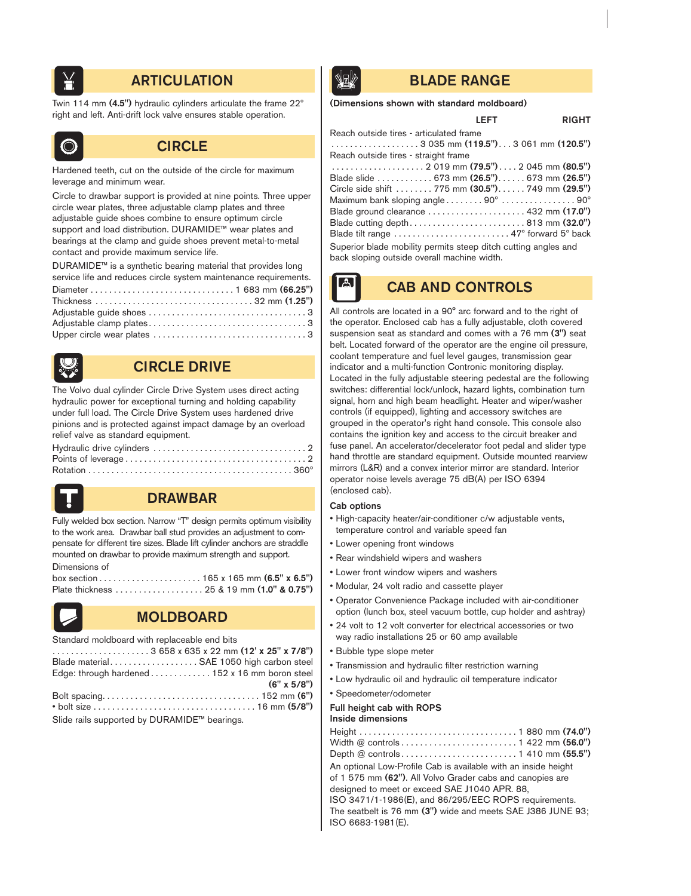## ARTICULATION

Twin 114 mm **(4.5")** hydraulic cylinders articulate the frame 22° right and left. Anti-drift lock valve ensures stable operation.

## CIRCLE

Hardened teeth, cut on the outside of the circle for maximum leverage and minimum wear.

Circle to drawbar support is provided at nine points. Three upper circle wear plates, three adjustable clamp plates and three adjustable guide shoes combine to ensure optimum circle support and load distribution. DURAMIDE™ wear plates and bearings at the clamp and guide shoes prevent metal-to-metal contact and provide maximum service life.

DURAMIDE™ is a synthetic bearing material that provides long service life and reduces circle system maintenance requirements.

Diameter . . . . . . . . . . . . . . . . . . . . . . . . . . . . . . 1 683 mm **(66.25")**
Thickness . . . . . . . . . . . . . . . . . . . . . . . . . . . . . . . . 32 mm **(1.25")**
Adjustable guide shoes . . . . . . . . . . . . . . . . . . . . . . . . . . . . . . . . . 3
Adjustable clamp plates . . . . . . . . . . . . . . . . . . . . . . . . . . . . . . . . . 3
Upper circle wear plates . . . . . . . . . . . . . . . . . . . . . . . . . . . . . . . . 3

## CIRCLE DRIVE

The Volvo dual cylinder Circle Drive System uses direct acting hydraulic power for exceptional turning and holding capability under full load. The Circle Drive System uses hardened drive pinions and is protected against impact damage by an overload relief valve as standard equipment.

Hydraulic drive cylinders . . . . . . . . . . . . . . . . . . . . . . . . . . . . . . . . 2
Points of leverage . . . . . . . . . . . . . . . . . . . . . . . . . . . . . . . . . . . . . 2
Rotation . . . . . . . . . . . . . . . . . . . . . . . . . . . . . . . . . . . . . . . . . . . 360°

## DRAWBAR

Fully welded box section. Narrow "T" design permits optimum visibility to the work area. Drawbar ball stud provides an adjustment to compensate for different tire sizes. Blade lift cylinder anchors are straddle mounted on drawbar to provide maximum strength and support.

Dimensions of
box section . . . . . . . . . . . . . . . . . . . . . . 165 x 165 mm **(6.5" x 6.5")**
Plate thickness . . . . . . . . . . . . . . . . . . . 25 & 19 mm **(1.0" & 0.75")**

## MOLDBOARD

Standard moldboard with replaceable end bits
. . . . . . . . . . . . . . . . . . . . . 3 658 x 635 x 22 mm **(12' x 25" x 7/8")**
Blade material. . . . . . . . . . . . . . . . . . . SAE 1050 high carbon steel
Edge: through hardened . . . . . . . . . . . . . 152 x 16 mm boron steel **(6" x 5/8")**
Bolt spacing. . . . . . . . . . . . . . . . . . . . . . . . . . . . . . . . . 152 mm **(6")**
• bolt size . . . . . . . . . . . . . . . . . . . . . . . . . . . . . . . . . . 16 mm **(5/8")**

Slide rails supported by DURAMIDE™ bearings.

## BLADE RANGE

**(Dimensions shown with standard moldboard)**

| | LEFT | RIGHT |
|---|---|---|
| Reach outside tires - articulated frame | 3 035 mm **(119.5")** | 3 061 mm **(120.5")** |
| Reach outside tires - straight frame | 2 019 mm **(79.5")** | 2 045 mm **(80.5")** |
| Blade slide | 673 mm **(26.5")** | 673 mm **(26.5")** |
| Circle side shift | 775 mm **(30.5")** | 749 mm **(29.5")** |
| Maximum bank sloping angle | 90° | 90° |

Blade ground clearance . . . . . . . . . . . . . . . . . . . . . 432 mm **(17.0")**
Blade cutting depth. . . . . . . . . . . . . . . . . . . . . . . . . 813 mm **(32.0")**
Blade tilt range . . . . . . . . . . . . . . . . . . . . . . . . . 47° forward 5° back

Superior blade mobility permits steep ditch cutting angles and back sloping outside overall machine width.

## CAB AND CONTROLS

All controls are located in a 90**°** arc forward and to the right of the operator. Enclosed cab has a fully adjustable, cloth covered suspension seat as standard and comes with a 76 mm **(3")** seat belt. Located forward of the operator are the engine oil pressure, coolant temperature and fuel level gauges, transmission gear indicator and a multi-function Contronic monitoring display. Located in the fully adjustable steering pedestal are the following switches: differential lock/unlock, hazard lights, combination turn signal, horn and high beam headlight. Heater and wiper/washer controls (if equipped), lighting and accessory switches are grouped in the operator's right hand console. This console also contains the ignition key and access to the circuit breaker and fuse panel. An accelerator/decelerator foot pedal and slider type hand throttle are standard equipment. Outside mounted rearview mirrors (L&R) and a convex interior mirror are standard. Interior operator noise levels average 75 dB(A) per ISO 6394 (enclosed cab).

**Cab options**

- High-capacity heater/air-conditioner c/w adjustable vents, temperature control and variable speed fan
- Lower opening front windows
- Rear windshield wipers and washers
- Lower front window wipers and washers
- Modular, 24 volt radio and cassette player
- Operator Convenience Package included with air-conditioner option (lunch box, steel vacuum bottle, cup holder and ashtray)
- 24 volt to 12 volt converter for electrical accessories or two way radio installations 25 or 60 amp available
- Bubble type slope meter
- Transmission and hydraulic filter restriction warning
- Low hydraulic oil and hydraulic oil temperature indicator
- Speedometer/odometer

**Full height cab with ROPS**
**Inside dimensions**

Height . . . . . . . . . . . . . . . . . . . . . . . . . . . . . . . . . 1 880 mm **(74.0")**
Width @ controls . . . . . . . . . . . . . . . . . . . . . . . . . 1 422 mm **(56.0")**
Depth @ controls . . . . . . . . . . . . . . . . . . . . . . . . . 1 410 mm **(55.5")**

An optional Low-Profile Cab is available with an inside height of 1 575 mm **(62")**. All Volvo Grader cabs and canopies are designed to meet or exceed SAE J1040 APR. 88, ISO 3471/1-1986(E), and 86/295/EEC ROPS requirements. The seatbelt is 76 mm **(3")** wide and meets SAE J386 JUNE 93; ISO 6683-1981(E).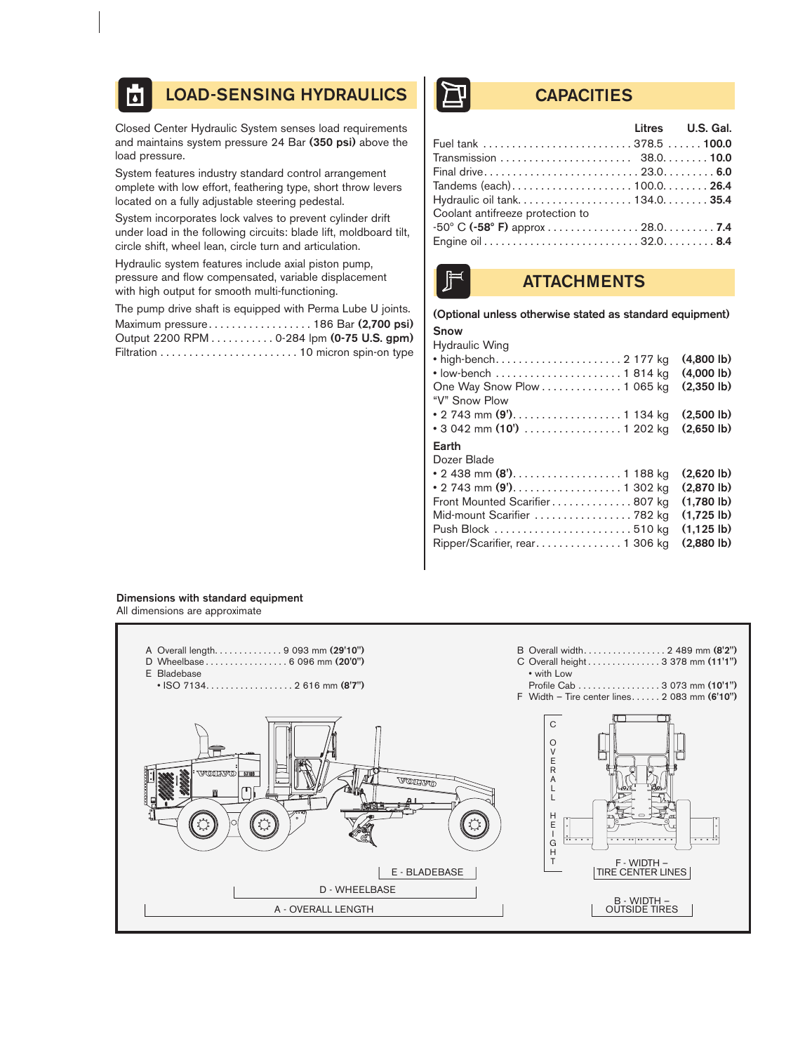## LOAD-SENSING HYDRAULICS

Closed Center Hydraulic System senses load requirements and maintains system pressure 24 Bar **(350 psi)** above the load pressure.

System features industry standard control arrangement omplete with low effort, feathering type, short throw levers located on a fully adjustable steering pedestal.

System incorporates lock valves to prevent cylinder drift under load in the following circuits: blade lift, moldboard tilt, circle shift, wheel lean, circle turn and articulation.

Hydraulic system features include axial piston pump, pressure and flow compensated, variable displacement with high output for smooth multi-functioning.

The pump drive shaft is equipped with Perma Lube U joints.

| | |
|---|---|
| Maximum pressure | 186 Bar **(2,700 psi)** |
| Output 2200 RPM | 0-284 lpm **(0-75 U.S. gpm)** |
| Filtration | 10 micron spin-on type |

## CAPACITIES

| | Litres | U.S. Gal. |
|---|---|---|
| Fuel tank | 378.5 | **100.0** |
| Transmission | 38.0 | **10.0** |
| Final drive | 23.0 | **6.0** |
| Tandems (each) | 100.0 | **26.4** |
| Hydraulic oil tank | 134.0 | **35.4** |
| Coolant antifreeze protection to -50° C **(-58° F)** approx | 28.0 | **7.4** |
| Engine oil | 32.0 | **8.4** |

## ATTACHMENTS

**(Optional unless otherwise stated as standard equipment)**

**Snow**

| | | |
|---|---|---|
| Hydraulic Wing | | |
| • high-bench | 2 177 kg | **(4,800 lb)** |
| • low-bench | 1 814 kg | **(4,000 lb)** |
| One Way Snow Plow | 1 065 kg | **(2,350 lb)** |
| "V" Snow Plow | | |
| • 2 743 mm **(9')** | 1 134 kg | **(2,500 lb)** |
| • 3 042 mm **(10')** | 1 202 kg | **(2,650 lb)** |

**Earth**

| | | |
|---|---|---|
| Dozer Blade | | |
| • 2 438 mm **(8')** | 1 188 kg | **(2,620 lb)** |
| • 2 743 mm **(9')** | 1 302 kg | **(2,870 lb)** |
| Front Mounted Scarifier | 807 kg | **(1,780 lb)** |
| Mid-mount Scarifier | 782 kg | **(1,725 lb)** |
| Push Block | 510 kg | **(1,125 lb)** |
| Ripper/Scarifier, rear | 1 306 kg | **(2,880 lb)** |

**Dimensions with standard equipment**

All dimensions are approximate

| | | |
|---|---|---|
| A | Overall length | 9 093 mm **(29'10")** |
| D | Wheelbase | 6 096 mm **(20'0")** |
| E | Bladebase • ISO 7134 | 2 616 mm **(8'7")** |
| B | Overall width | 2 489 mm **(8'2")** |
| C | Overall height | 3 378 mm **(11'1")** |
| | • with Low Profile Cab | 3 073 mm **(10'1")** |
| F | Width – Tire center lines | 2 083 mm **(6'10")** |

E - BLADEBASE

D - WHEELBASE

A - OVERALL LENGTH

C OVERALL HEIGHT

F - WIDTH – TIRE CENTER LINES

B - WIDTH – OUTSIDE TIRES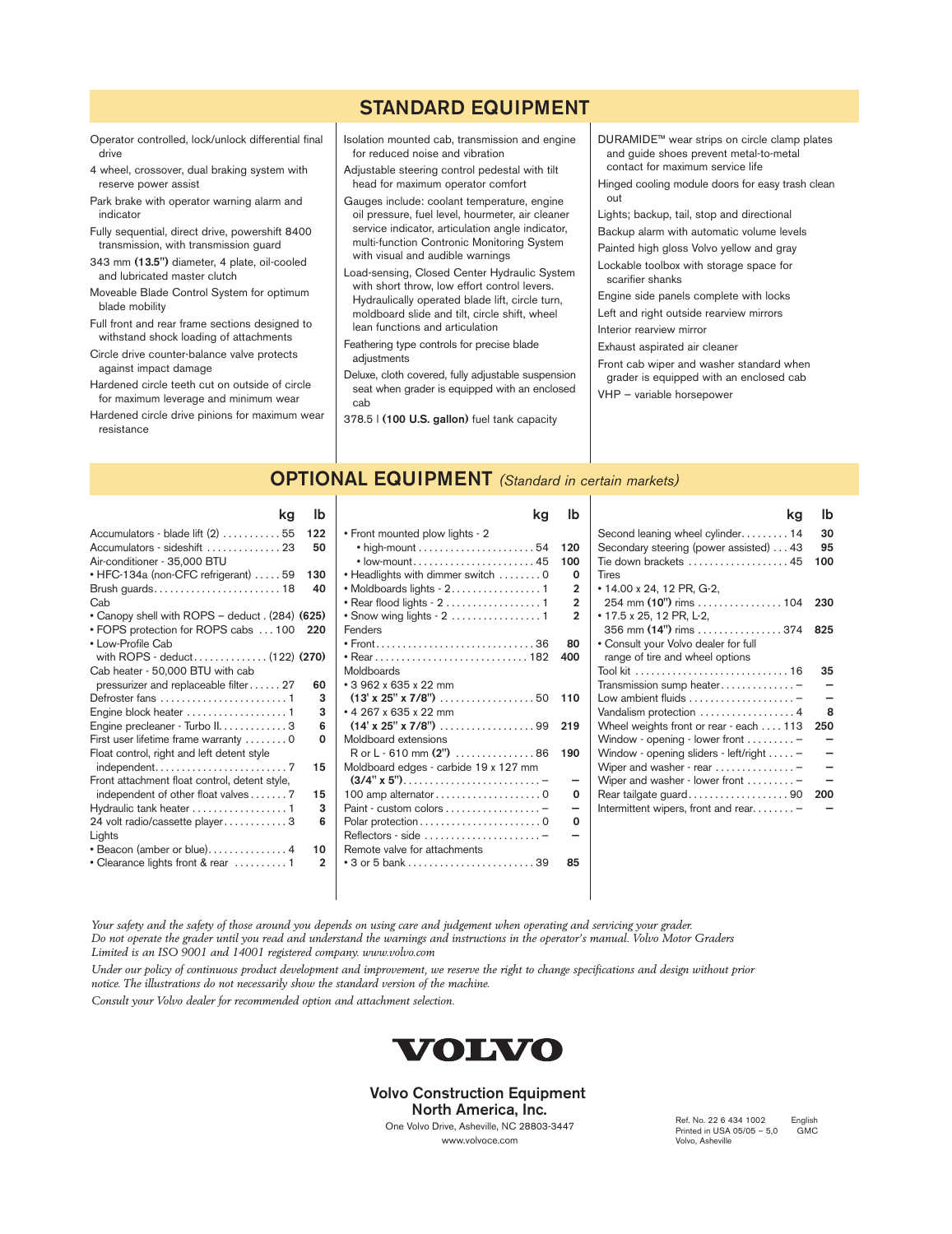## STANDARD EQUIPMENT

Operator controlled, lock/unlock differential final drive

4 wheel, crossover, dual braking system with reserve power assist

Park brake with operator warning alarm and indicator

Fully sequential, direct drive, powershift 8400 transmission, with transmission guard

343 mm **(13.5")** diameter, 4 plate, oil-cooled and lubricated master clutch

Moveable Blade Control System for optimum blade mobility

Full front and rear frame sections designed to withstand shock loading of attachments

Circle drive counter-balance valve protects against impact damage

Hardened circle teeth cut on outside of circle for maximum leverage and minimum wear

Hardened circle drive pinions for maximum wear resistance

Isolation mounted cab, transmission and engine for reduced noise and vibration

Adjustable steering control pedestal with tilt head for maximum operator comfort

Gauges include: coolant temperature, engine oil pressure, fuel level, hourmeter, air cleaner service indicator, articulation angle indicator, multi-function Contronic Monitoring System with visual and audible warnings

Load-sensing, Closed Center Hydraulic System with short throw, low effort control levers. Hydraulically operated blade lift, circle turn, moldboard slide and tilt, circle shift, wheel lean functions and articulation

Feathering type controls for precise blade adjustments

Deluxe, cloth covered, fully adjustable suspension seat when grader is equipped with an enclosed cab

378.5 l **(100 U.S. gallon)** fuel tank capacity

DURAMIDE™ wear strips on circle clamp plates and guide shoes prevent metal-to-metal contact for maximum service life

Hinged cooling module doors for easy trash clean out

Lights; backup, tail, stop and directional

Backup alarm with automatic volume levels

Painted high gloss Volvo yellow and gray

Lockable toolbox with storage space for scarifier shanks

Engine side panels complete with locks

Left and right outside rearview mirrors

Interior rearview mirror

Exhaust aspirated air cleaner

Front cab wiper and washer standard when grader is equipped with an enclosed cab

VHP – variable horsepower

## OPTIONAL EQUIPMENT *(Standard in certain markets)*

| | kg | lb |
|---|---|---|
| Accumulators - blade lift (2) | 55 | 122 |
| Accumulators - sideshift | 23 | 50 |
| Air-conditioner - 35,000 BTU | | |
| • HFC-134a (non-CFC refrigerant) | 59 | 130 |
| Brush guards | 18 | 40 |
| Cab | | |
| • Canopy shell with ROPS – deduct | (284) | **(625)** |
| • FOPS protection for ROPS cabs | 100 | 220 |
| • Low-Profile Cab with ROPS - deduct | (122) | **(270)** |
| Cab heater - 50,000 BTU with cab pressurizer and replaceable filter | 27 | 60 |
| Defroster fans | 1 | 3 |
| Engine block heater | 1 | 3 |
| Engine precleaner - Turbo II. | 3 | 6 |
| First user lifetime frame warranty | 0 | 0 |
| Float control, right and left detent style independent | 7 | 15 |
| Front attachment float control, detent style, independent of other float valves | 7 | 15 |
| Hydraulic tank heater | 1 | 3 |
| 24 volt radio/cassette player | 3 | 6 |
| Lights | | |
| • Beacon (amber or blue) | 4 | 10 |
| • Clearance lights front & rear | 1 | 2 |
| • Front mounted plow lights - 2 | | |
| • high-mount | 54 | 120 |
| • low-mount | 45 | 100 |
| • Headlights with dimmer switch | 0 | 0 |
| • Moldboards lights - 2 | 1 | 2 |
| • Rear flood lights - 2 | 1 | 2 |
| • Snow wing lights - 2 | 1 | 2 |
| Fenders | | |
| • Front | 36 | 80 |
| • Rear | 182 | 400 |
| Moldboards | | |
| • 3 962 x 635 x 22 mm **(13' x 25" x 7/8")** | 50 | 110 |
| • 4 267 x 635 x 22 mm **(14' x 25" x 7/8")** | 99 | 219 |
| Moldboard extensions R or L - 610 mm **(2')** | 86 | 190 |
| Moldboard edges - carbide 19 x 127 mm **(3/4" x 5")** | – | – |
| 100 amp alternator | 0 | 0 |
| Paint - custom colors | – | – |
| Polar protection | 0 | 0 |
| Reflectors - side | – | – |
| Remote valve for attachments | | |
| • 3 or 5 bank | 39 | 85 |
| Second leaning wheel cylinder | 14 | 30 |
| Secondary steering (power assisted) | 43 | 95 |
| Tie down brackets | 45 | 100 |
| Tires | | |
| • 14.00 x 24, 12 PR, G-2, 254 mm **(10")** rims | 104 | 230 |
| • 17.5 x 25, 12 PR, L-2, 356 mm **(14")** rims | 374 | 825 |
| • Consult your Volvo dealer for full range of tire and wheel options | | |
| Tool kit | 16 | 35 |
| Transmission sump heater | – | – |
| Low ambient fluids | – | – |
| Vandalism protection | 4 | 8 |
| Wheel weights front or rear - each | 113 | 250 |
| Window - opening - lower front | – | – |
| Window - opening sliders - left/right | – | – |
| Wiper and washer - rear | – | – |
| Wiper and washer - lower front | – | – |
| Rear tailgate guard | 90 | 200 |
| Intermittent wipers, front and rear | – | – |

*Your safety and the safety of those around you depends on using care and judgement when operating and servicing your grader. Do not operate the grader until you read and understand the warnings and instructions in the operator's manual. Volvo Motor Graders Limited is an ISO 9001 and 14001 registered company. www.volvo.com*

*Under our policy of continuous product development and improvement, we reserve the right to change specifications and design without prior notice. The illustrations do not necessarily show the standard version of the machine.*

*Consult your Volvo dealer for recommended option and attachment selection.*

VOLVO

**Volvo Construction Equipment North America, Inc.**

One Volvo Drive, Asheville, NC 28803-3447

www.volvoce.com

Ref. No. 22 6 434 1002 English
Printed in USA 05/05 – 5,0 GMC
Volvo, Asheville